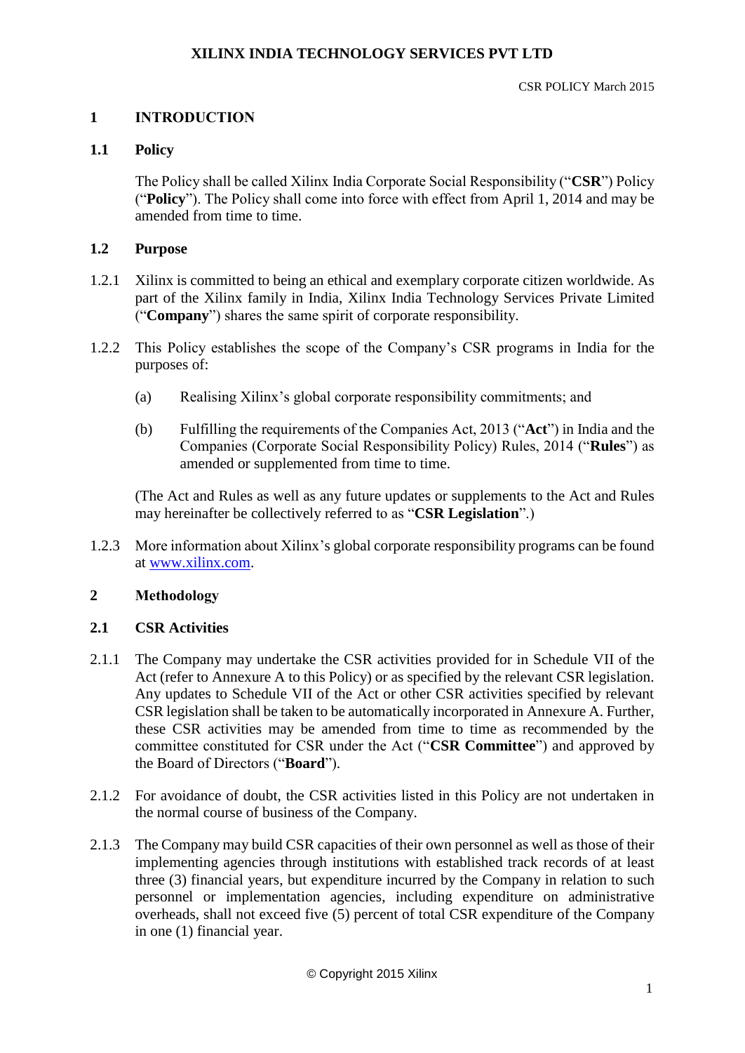# XILINX INDIA TECHNOLOGY SERVICES PVT LTD

CSR POLICY March 2015

## 1 INTRODUCTION

### 1.1 Policy

The Policy shall be called Xilinx India Corporate Social Responsibility ("**CSR**") Policy ("**Policy**"). The Policy shall come into force with effect from April 1, 2014 and may be amended from time to time.

### 1.2 Purpose

1.2.1 Xilinx is committed to being an ethical and exemplary corporate citizen worldwide. As part of the Xilinx family in India, Xilinx India Technology Services Private Limited ("**Company**") shares the same spirit of corporate responsibility.

1.2.2 This Policy establishes the scope of the Company's CSR programs in India for the purposes of:

(a) Realising Xilinx's global corporate responsibility commitments; and

(b) Fulfilling the requirements of the Companies Act, 2013 ("**Act**") in India and the Companies (Corporate Social Responsibility Policy) Rules, 2014 ("**Rules**") as amended or supplemented from time to time.

(The Act and Rules as well as any future updates or supplements to the Act and Rules may hereinafter be collectively referred to as "**CSR Legislation**".)

1.2.3 More information about Xilinx's global corporate responsibility programs can be found at www.xilinx.com.

## 2 Methodology

### 2.1 CSR Activities

2.1.1 The Company may undertake the CSR activities provided for in Schedule VII of the Act (refer to Annexure A to this Policy) or as specified by the relevant CSR legislation. Any updates to Schedule VII of the Act or other CSR activities specified by relevant CSR legislation shall be taken to be automatically incorporated in Annexure A. Further, these CSR activities may be amended from time to time as recommended by the committee constituted for CSR under the Act ("**CSR Committee**") and approved by the Board of Directors ("**Board**").

2.1.2 For avoidance of doubt, the CSR activities listed in this Policy are not undertaken in the normal course of business of the Company.

2.1.3 The Company may build CSR capacities of their own personnel as well as those of their implementing agencies through institutions with established track records of at least three (3) financial years, but expenditure incurred by the Company in relation to such personnel or implementation agencies, including expenditure on administrative overheads, shall not exceed five (5) percent of total CSR expenditure of the Company in one (1) financial year.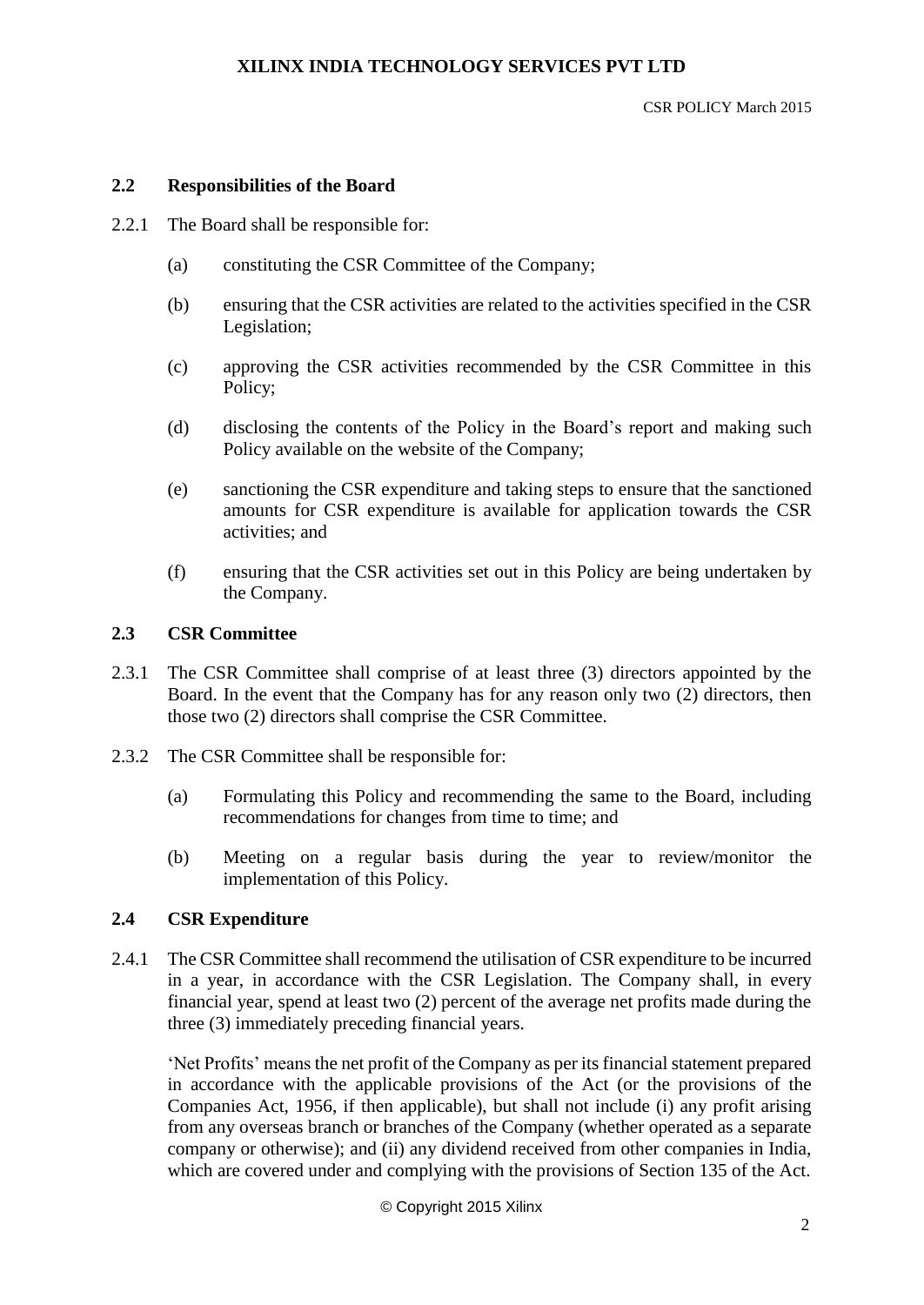### 2.2 Responsibilities of the Board

2.2.1 The Board shall be responsible for:

(a) constituting the CSR Committee of the Company;

(b) ensuring that the CSR activities are related to the activities specified in the CSR Legislation;

(c) approving the CSR activities recommended by the CSR Committee in this Policy;

(d) disclosing the contents of the Policy in the Board's report and making such Policy available on the website of the Company;

(e) sanctioning the CSR expenditure and taking steps to ensure that the sanctioned amounts for CSR expenditure is available for application towards the CSR activities; and

(f) ensuring that the CSR activities set out in this Policy are being undertaken by the Company.

### 2.3 CSR Committee

2.3.1 The CSR Committee shall comprise of at least three (3) directors appointed by the Board. In the event that the Company has for any reason only two (2) directors, then those two (2) directors shall comprise the CSR Committee.

2.3.2 The CSR Committee shall be responsible for:

(a) Formulating this Policy and recommending the same to the Board, including recommendations for changes from time to time; and

(b) Meeting on a regular basis during the year to review/monitor the implementation of this Policy.

### 2.4 CSR Expenditure

2.4.1 The CSR Committee shall recommend the utilisation of CSR expenditure to be incurred in a year, in accordance with the CSR Legislation. The Company shall, in every financial year, spend at least two (2) percent of the average net profits made during the three (3) immediately preceding financial years.

'Net Profits' means the net profit of the Company as per its financial statement prepared in accordance with the applicable provisions of the Act (or the provisions of the Companies Act, 1956, if then applicable), but shall not include (i) any profit arising from any overseas branch or branches of the Company (whether operated as a separate company or otherwise); and (ii) any dividend received from other companies in India, which are covered under and complying with the provisions of Section 135 of the Act.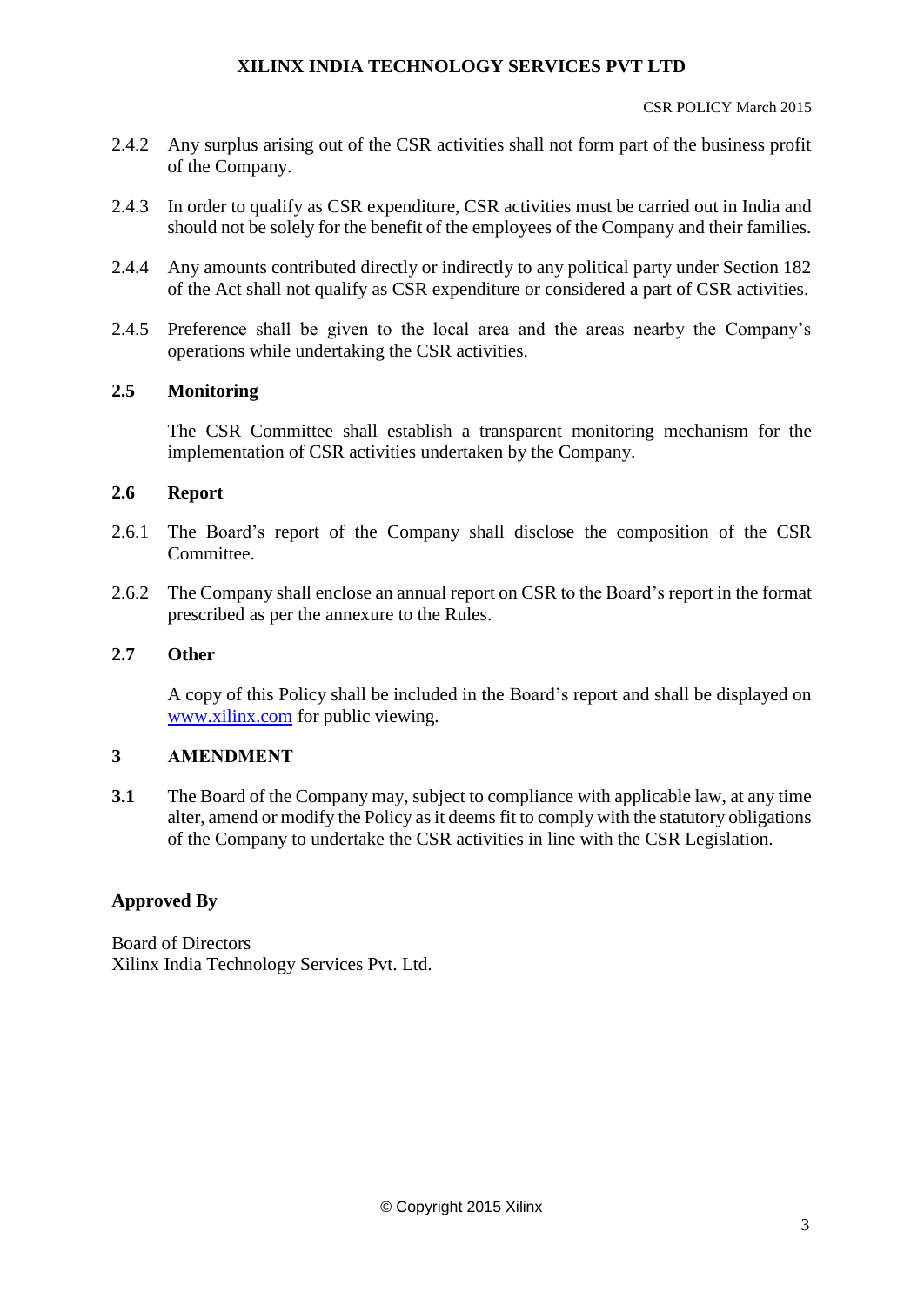2.4.2 Any surplus arising out of the CSR activities shall not form part of the business profit of the Company.

2.4.3 In order to qualify as CSR expenditure, CSR activities must be carried out in India and should not be solely for the benefit of the employees of the Company and their families.

2.4.4 Any amounts contributed directly or indirectly to any political party under Section 182 of the Act shall not qualify as CSR expenditure or considered a part of CSR activities.

2.4.5 Preference shall be given to the local area and the areas nearby the Company's operations while undertaking the CSR activities.

### 2.5 Monitoring

The CSR Committee shall establish a transparent monitoring mechanism for the implementation of CSR activities undertaken by the Company.

### 2.6 Report

2.6.1 The Board's report of the Company shall disclose the composition of the CSR Committee.

2.6.2 The Company shall enclose an annual report on CSR to the Board's report in the format prescribed as per the annexure to the Rules.

### 2.7 Other

A copy of this Policy shall be included in the Board's report and shall be displayed on [www.xilinx.com](http://www.xilinx.com) for public viewing.

## 3 AMENDMENT

**3.1** The Board of the Company may, subject to compliance with applicable law, at any time alter, amend or modify the Policy as it deems fit to comply with the statutory obligations of the Company to undertake the CSR activities in line with the CSR Legislation.

**Approved By**

Board of Directors
Xilinx India Technology Services Pvt. Ltd.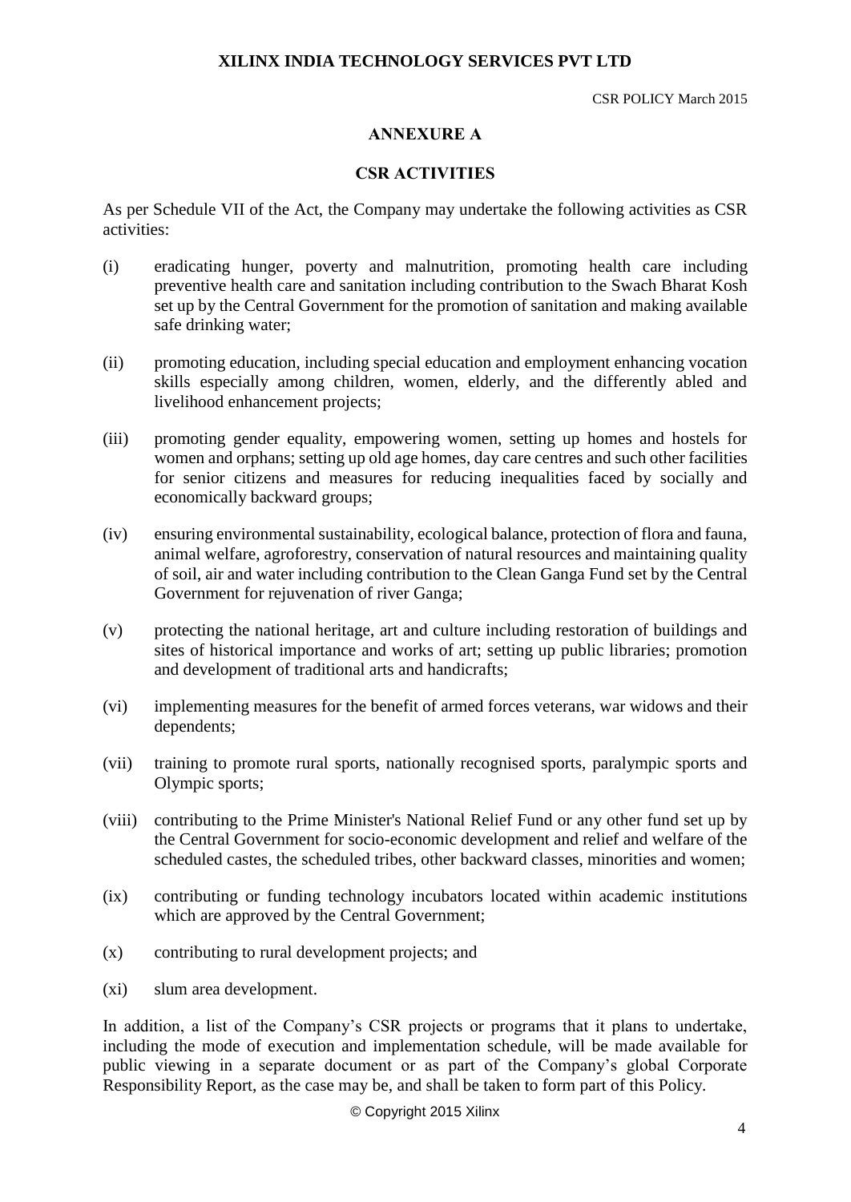## ANNEXURE A

## CSR ACTIVITIES

As per Schedule VII of the Act, the Company may undertake the following activities as CSR activities:

(i) eradicating hunger, poverty and malnutrition, promoting health care including preventive health care and sanitation including contribution to the Swach Bharat Kosh set up by the Central Government for the promotion of sanitation and making available safe drinking water;

(ii) promoting education, including special education and employment enhancing vocation skills especially among children, women, elderly, and the differently abled and livelihood enhancement projects;

(iii) promoting gender equality, empowering women, setting up homes and hostels for women and orphans; setting up old age homes, day care centres and such other facilities for senior citizens and measures for reducing inequalities faced by socially and economically backward groups;

(iv) ensuring environmental sustainability, ecological balance, protection of flora and fauna, animal welfare, agroforestry, conservation of natural resources and maintaining quality of soil, air and water including contribution to the Clean Ganga Fund set by the Central Government for rejuvenation of river Ganga;

(v) protecting the national heritage, art and culture including restoration of buildings and sites of historical importance and works of art; setting up public libraries; promotion and development of traditional arts and handicrafts;

(vi) implementing measures for the benefit of armed forces veterans, war widows and their dependents;

(vii) training to promote rural sports, nationally recognised sports, paralympic sports and Olympic sports;

(viii) contributing to the Prime Minister's National Relief Fund or any other fund set up by the Central Government for socio-economic development and relief and welfare of the scheduled castes, the scheduled tribes, other backward classes, minorities and women;

(ix) contributing or funding technology incubators located within academic institutions which are approved by the Central Government;

(x) contributing to rural development projects; and

(xi) slum area development.

In addition, a list of the Company's CSR projects or programs that it plans to undertake, including the mode of execution and implementation schedule, will be made available for public viewing in a separate document or as part of the Company's global Corporate Responsibility Report, as the case may be, and shall be taken to form part of this Policy.